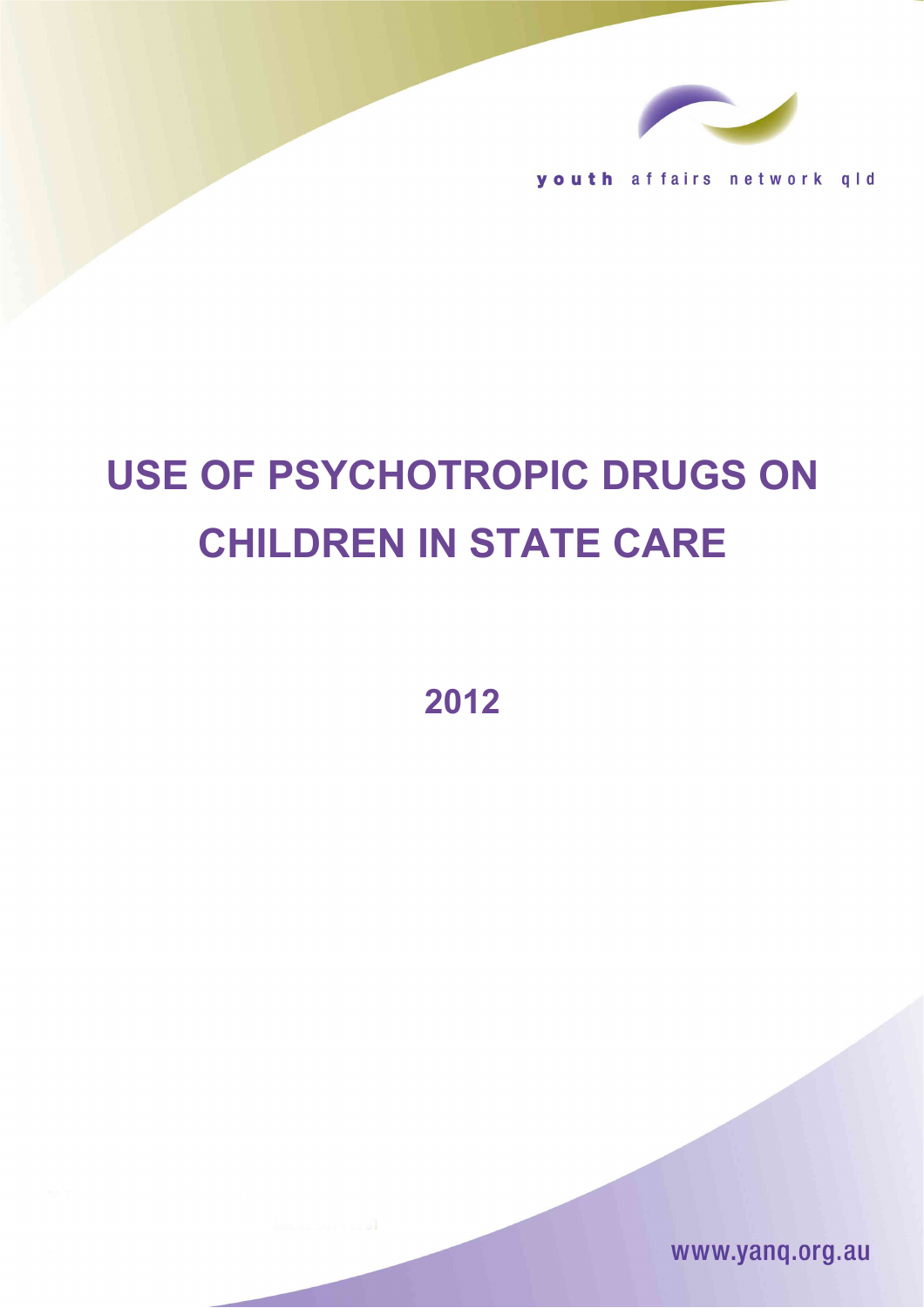youth affairs network qld

# USE OF PSYCHOTROPIC DRUGS ON CHILDREN IN STATE CARE

## 2012

www.yanq.org.au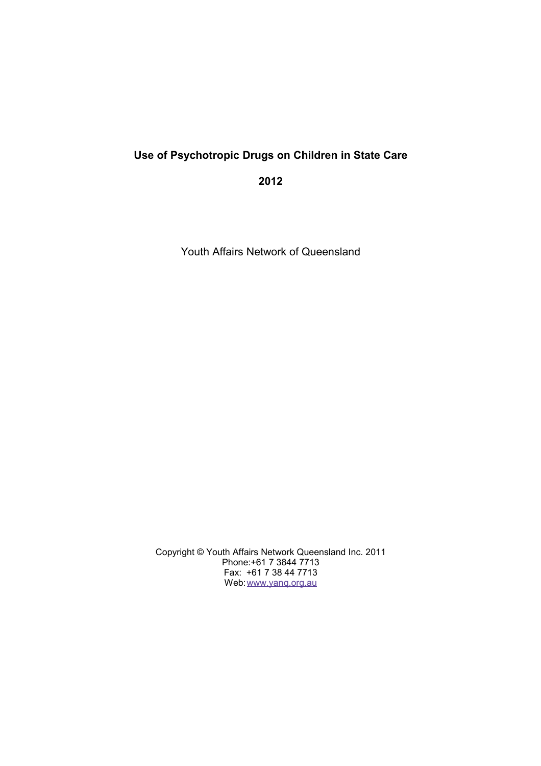**Use of Psychotropic Drugs on Children in State Care**

**2012**

Youth Affairs Network of Queensland

Copyright © Youth Affairs Network Queensland Inc. 2011
Phone:+61 7 3844 7713
Fax: +61 7 38 44 7713
Web: www.yanq.org.au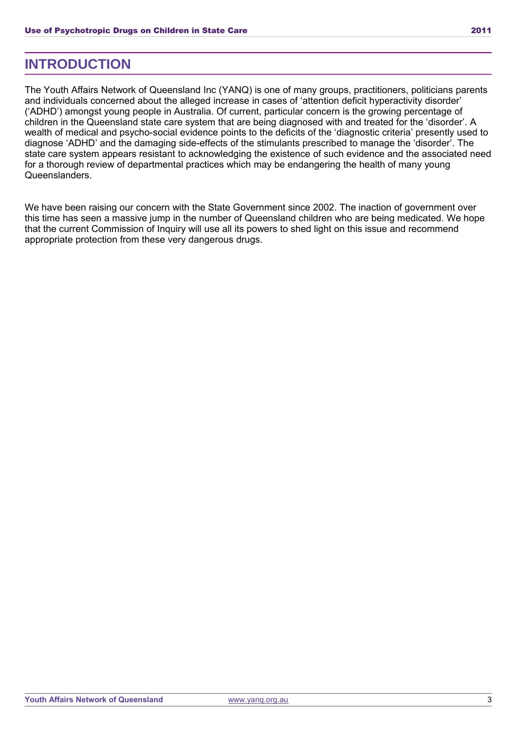# INTRODUCTION

The Youth Affairs Network of Queensland Inc (YANQ) is one of many groups, practitioners, politicians parents and individuals concerned about the alleged increase in cases of 'attention deficit hyperactivity disorder' ('ADHD') amongst young people in Australia. Of current, particular concern is the growing percentage of children in the Queensland state care system that are being diagnosed with and treated for the 'disorder'. A wealth of medical and psycho-social evidence points to the deficits of the 'diagnostic criteria' presently used to diagnose 'ADHD' and the damaging side-effects of the stimulants prescribed to manage the 'disorder'. The state care system appears resistant to acknowledging the existence of such evidence and the associated need for a thorough review of departmental practices which may be endangering the health of many young Queenslanders.

We have been raising our concern with the State Government since 2002. The inaction of government over this time has seen a massive jump in the number of Queensland children who are being medicated. We hope that the current Commission of Inquiry will use all its powers to shed light on this issue and recommend appropriate protection from these very dangerous drugs.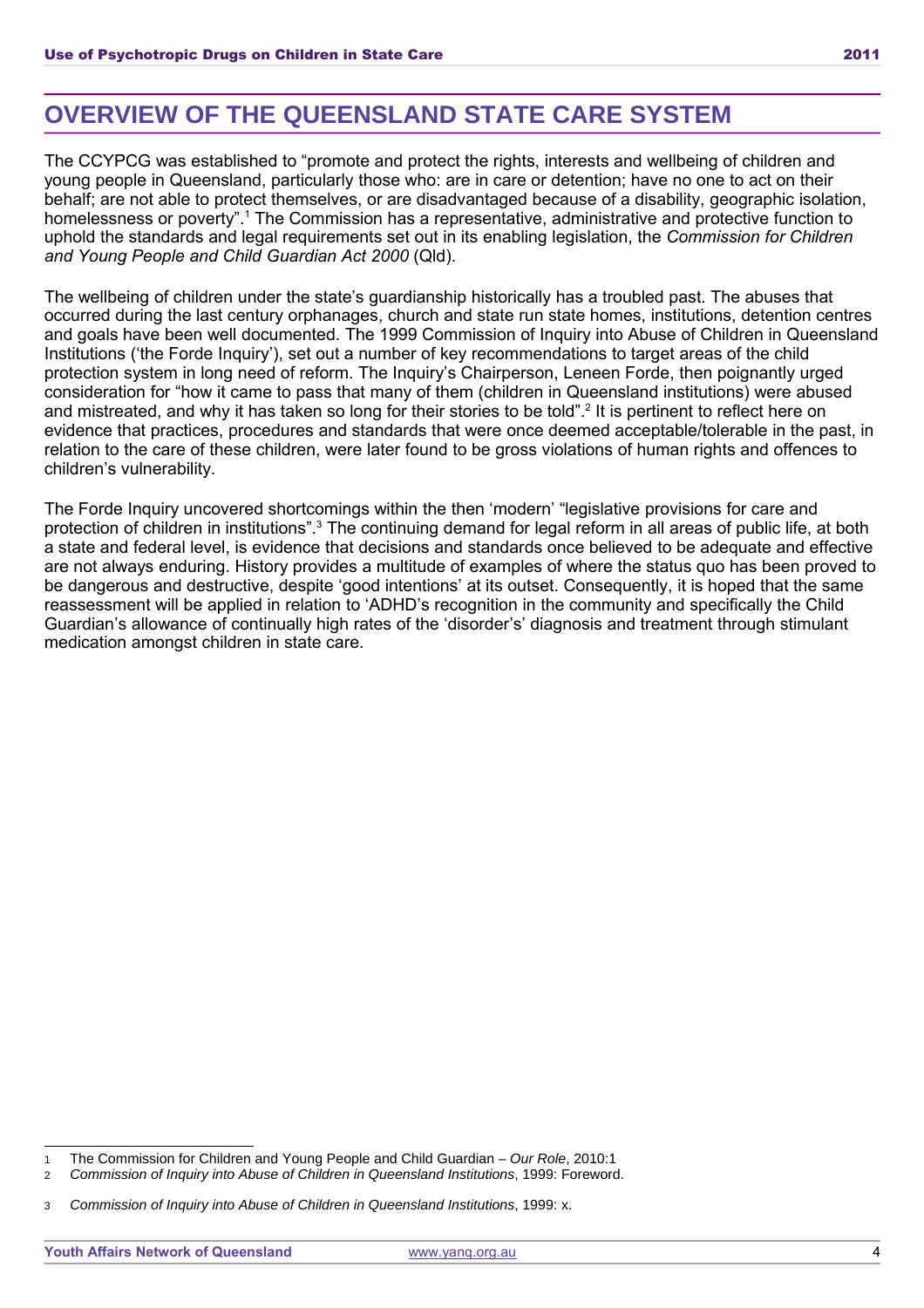# OVERVIEW OF THE QUEENSLAND STATE CARE SYSTEM

The CCYPCG was established to "promote and protect the rights, interests and wellbeing of children and young people in Queensland, particularly those who: are in care or detention; have no one to act on their behalf; are not able to protect themselves, or are disadvantaged because of a disability, geographic isolation, homelessness or poverty".[1] The Commission has a representative, administrative and protective function to uphold the standards and legal requirements set out in its enabling legislation, the *Commission for Children and Young People and Child Guardian Act 2000* (Qld).

The wellbeing of children under the state's guardianship historically has a troubled past. The abuses that occurred during the last century orphanages, church and state run state homes, institutions, detention centres and goals have been well documented. The 1999 Commission of Inquiry into Abuse of Children in Queensland Institutions ('the Forde Inquiry'), set out a number of key recommendations to target areas of the child protection system in long need of reform. The Inquiry's Chairperson, Leneen Forde, then poignantly urged consideration for "how it came to pass that many of them (children in Queensland institutions) were abused and mistreated, and why it has taken so long for their stories to be told".[2] It is pertinent to reflect here on evidence that practices, procedures and standards that were once deemed acceptable/tolerable in the past, in relation to the care of these children, were later found to be gross violations of human rights and offences to children's vulnerability.

The Forde Inquiry uncovered shortcomings within the then 'modern' "legislative provisions for care and protection of children in institutions".[3] The continuing demand for legal reform in all areas of public life, at both a state and federal level, is evidence that decisions and standards once believed to be adequate and effective are not always enduring. History provides a multitude of examples of where the status quo has been proved to be dangerous and destructive, despite 'good intentions' at its outset. Consequently, it is hoped that the same reassessment will be applied in relation to 'ADHD's recognition in the community and specifically the Child Guardian's allowance of continually high rates of the 'disorder's' diagnosis and treatment through stimulant medication amongst children in state care.

---

1 The Commission for Children and Young People and Child Guardian – *Our Role*, 2010:1

2 *Commission of Inquiry into Abuse of Children in Queensland Institutions*, 1999: Foreword.

3 *Commission of Inquiry into Abuse of Children in Queensland Institutions*, 1999: x.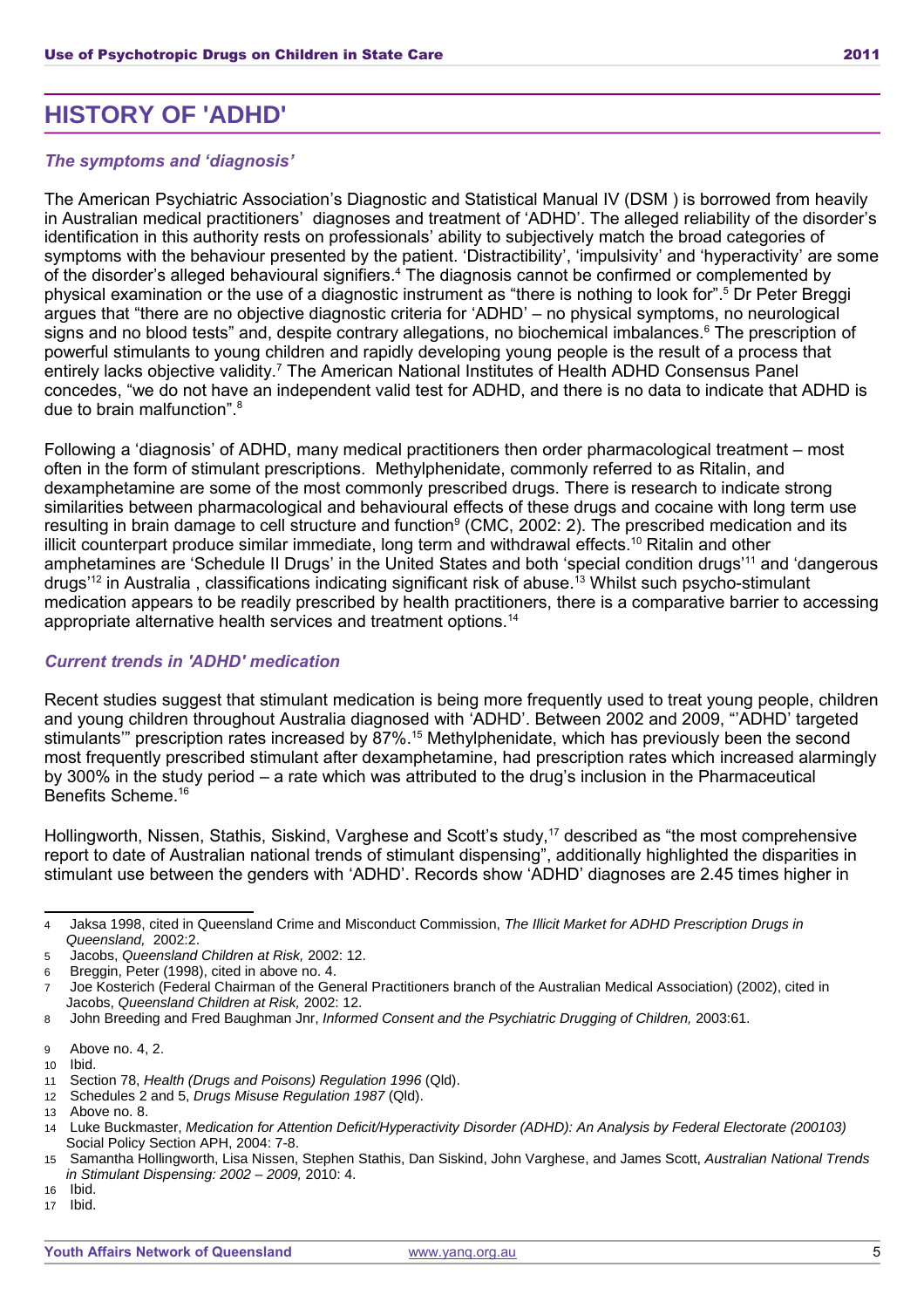# HISTORY OF 'ADHD'

### *The symptoms and 'diagnosis'*

The American Psychiatric Association's Diagnostic and Statistical Manual IV (DSM ) is borrowed from heavily in Australian medical practitioners' diagnoses and treatment of 'ADHD'. The alleged reliability of the disorder's identification in this authority rests on professionals' ability to subjectively match the broad categories of symptoms with the behaviour presented by the patient. 'Distractibility', 'impulsivity' and 'hyperactivity' are some of the disorder's alleged behavioural signifiers.[4] The diagnosis cannot be confirmed or complemented by physical examination or the use of a diagnostic instrument as "there is nothing to look for".[5] Dr Peter Breggi argues that "there are no objective diagnostic criteria for 'ADHD' – no physical symptoms, no neurological signs and no blood tests" and, despite contrary allegations, no biochemical imbalances.[6] The prescription of powerful stimulants to young children and rapidly developing young people is the result of a process that entirely lacks objective validity.[7] The American National Institutes of Health ADHD Consensus Panel concedes, "we do not have an independent valid test for ADHD, and there is no data to indicate that ADHD is due to brain malfunction".[8]

Following a 'diagnosis' of ADHD, many medical practitioners then order pharmacological treatment – most often in the form of stimulant prescriptions. Methylphenidate, commonly referred to as Ritalin, and dexamphetamine are some of the most commonly prescribed drugs. There is research to indicate strong similarities between pharmacological and behavioural effects of these drugs and cocaine with long term use resulting in brain damage to cell structure and function[9] (CMC, 2002: 2). The prescribed medication and its illicit counterpart produce similar immediate, long term and withdrawal effects.[10] Ritalin and other amphetamines are 'Schedule II Drugs' in the United States and both 'special condition drugs'[11] and 'dangerous drugs'[12] in Australia , classifications indicating significant risk of abuse.[13] Whilst such psycho-stimulant medication appears to be readily prescribed by health practitioners, there is a comparative barrier to accessing appropriate alternative health services and treatment options.[14]

### *Current trends in 'ADHD' medication*

Recent studies suggest that stimulant medication is being more frequently used to treat young people, children and young children throughout Australia diagnosed with 'ADHD'. Between 2002 and 2009, "'ADHD' targeted stimulants'" prescription rates increased by 87%.[15] Methylphenidate, which has previously been the second most frequently prescribed stimulant after dexamphetamine, had prescription rates which increased alarmingly by 300% in the study period – a rate which was attributed to the drug's inclusion in the Pharmaceutical Benefits Scheme.[16]

Hollingworth, Nissen, Stathis, Siskind, Varghese and Scott's study,[17] described as "the most comprehensive report to date of Australian national trends of stimulant dispensing", additionally highlighted the disparities in stimulant use between the genders with 'ADHD'. Records show 'ADHD' diagnoses are 2.45 times higher in

---

4 Jaksa 1998, cited in Queensland Crime and Misconduct Commission, *The Illicit Market for ADHD Prescription Drugs in Queensland,* 2002:2.

5 Jacobs, *Queensland Children at Risk,* 2002: 12.

6 Breggin, Peter (1998), cited in above no. 4.

7 Joe Kosterich (Federal Chairman of the General Practitioners branch of the Australian Medical Association) (2002), cited in Jacobs, *Queensland Children at Risk,* 2002: 12.

8 John Breeding and Fred Baughman Jnr, *Informed Consent and the Psychiatric Drugging of Children,* 2003:61.

9 Above no. 4, 2.

10 Ibid.

11 Section 78, *Health (Drugs and Poisons) Regulation 1996* (Qld).

12 Schedules 2 and 5, *Drugs Misuse Regulation 1987* (Qld).

13 Above no. 8.

14 Luke Buckmaster, *Medication for Attention Deficit/Hyperactivity Disorder (ADHD): An Analysis by Federal Electorate (200103)* Social Policy Section APH, 2004: 7-8.

15 Samantha Hollingworth, Lisa Nissen, Stephen Stathis, Dan Siskind, John Varghese, and James Scott, *Australian National Trends in Stimulant Dispensing: 2002 – 2009,* 2010: 4.

16 Ibid.

17 Ibid.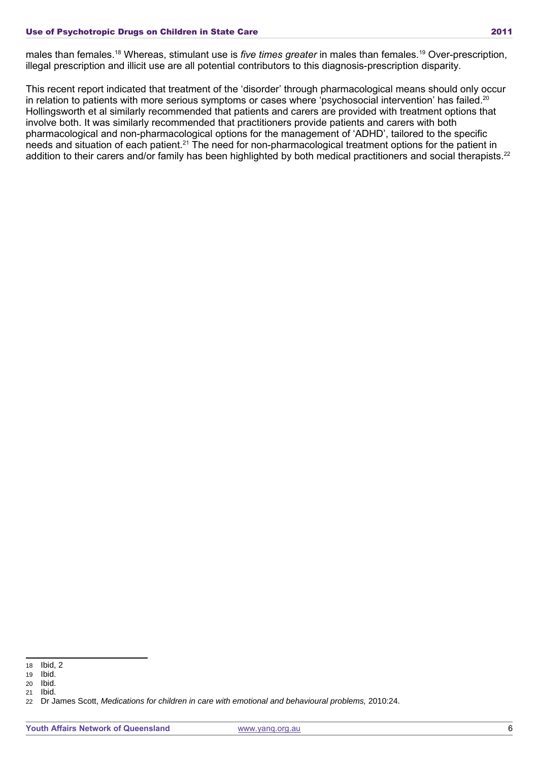males than females.[18] Whereas, stimulant use is *five times greater* in males than females.[19] Over-prescription, illegal prescription and illicit use are all potential contributors to this diagnosis-prescription disparity.

This recent report indicated that treatment of the 'disorder' through pharmacological means should only occur in relation to patients with more serious symptoms or cases where 'psychosocial intervention' has failed.[20] Hollingsworth et al similarly recommended that patients and carers are provided with treatment options that involve both. It was similarly recommended that practitioners provide patients and carers with both pharmacological and non-pharmacological options for the management of 'ADHD', tailored to the specific needs and situation of each patient.[21] The need for non-pharmacological treatment options for the patient in addition to their carers and/or family has been highlighted by both medical practitioners and social therapists.[22]

---

18 Ibid, 2

19 Ibid.

20 Ibid.

21 Ibid.

22 Dr James Scott, *Medications for children in care with emotional and behavioural problems,* 2010:24.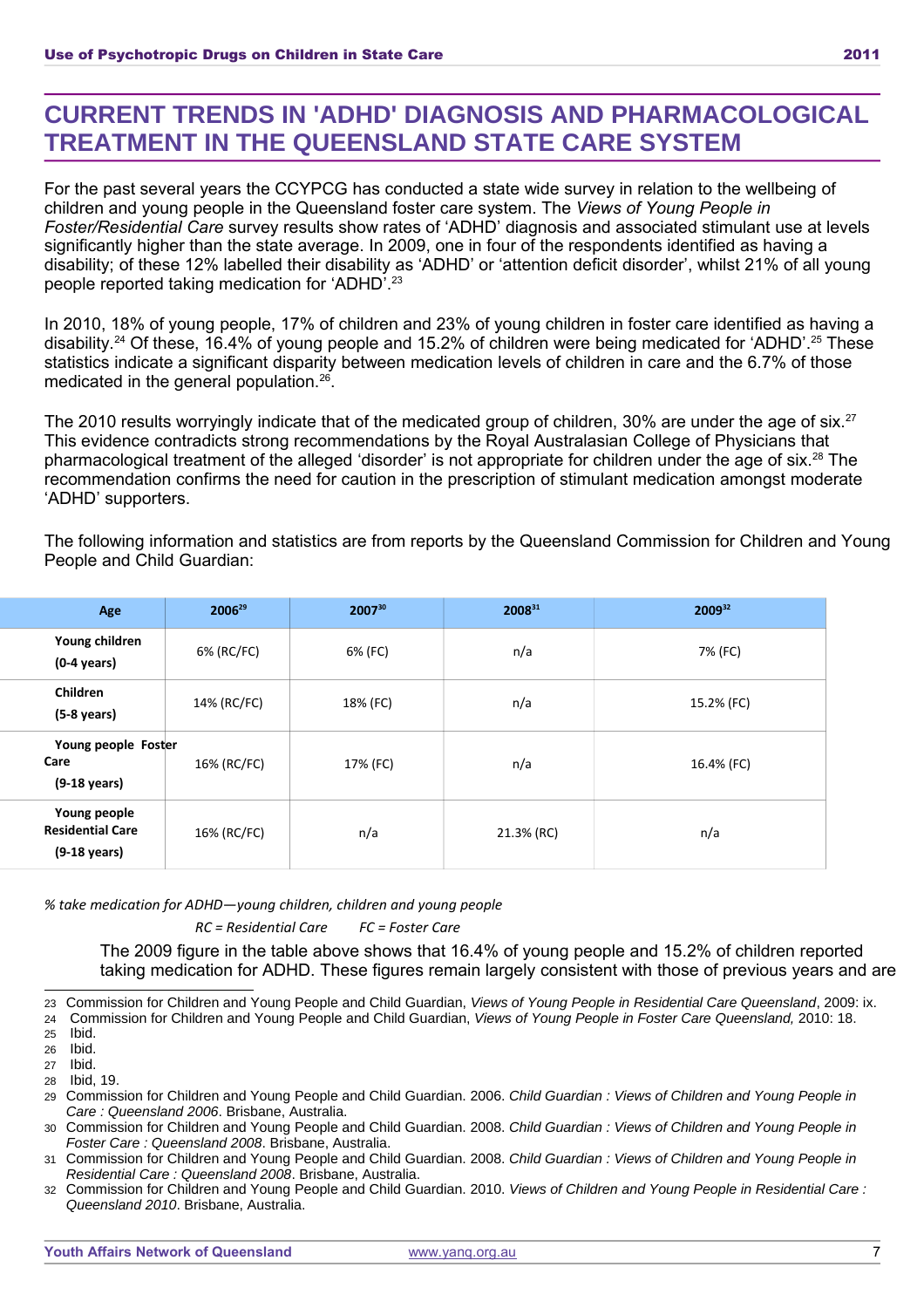# CURRENT TRENDS IN 'ADHD' DIAGNOSIS AND PHARMACOLOGICAL TREATMENT IN THE QUEENSLAND STATE CARE SYSTEM

For the past several years the CCYPCG has conducted a state wide survey in relation to the wellbeing of children and young people in the Queensland foster care system. The *Views of Young People in Foster/Residential Care* survey results show rates of 'ADHD' diagnosis and associated stimulant use at levels significantly higher than the state average. In 2009, one in four of the respondents identified as having a disability; of these 12% labelled their disability as 'ADHD' or 'attention deficit disorder', whilst 21% of all young people reported taking medication for 'ADHD'.[23]

In 2010, 18% of young people, 17% of children and 23% of young children in foster care identified as having a disability.[24] Of these, 16.4% of young people and 15.2% of children were being medicated for 'ADHD'.[25] These statistics indicate a significant disparity between medication levels of children in care and the 6.7% of those medicated in the general population.[26].

The 2010 results worryingly indicate that of the medicated group of children, 30% are under the age of six.[27] This evidence contradicts strong recommendations by the Royal Australasian College of Physicians that pharmacological treatment of the alleged 'disorder' is not appropriate for children under the age of six.[28] The recommendation confirms the need for caution in the prescription of stimulant medication amongst moderate 'ADHD' supporters.

The following information and statistics are from reports by the Queensland Commission for Children and Young People and Child Guardian:

| Age | 2006[29] | 2007[30] | 2008[31] | 2009[32] |
|---|---|---|---|---|
| **Young children (0-4 years)** | 6% (RC/FC) | 6% (FC) | n/a | 7% (FC) |
| **Children (5-8 years)** | 14% (RC/FC) | 18% (FC) | n/a | 15.2% (FC) |
| **Young people Foster Care (9-18 years)** | 16% (RC/FC) | 17% (FC) | n/a | 16.4% (FC) |
| **Young people Residential Care (9-18 years)** | 16% (RC/FC) | n/a | 21.3% (RC) | n/a |

*% take medication for ADHD—young children, children and young people*

*RC = Residential Care  FC = Foster Care*

The 2009 figure in the table above shows that 16.4% of young people and 15.2% of children reported taking medication for ADHD. These figures remain largely consistent with those of previous years and are

---

23 Commission for Children and Young People and Child Guardian, *Views of Young People in Residential Care Queensland*, 2009: ix.

24 Commission for Children and Young People and Child Guardian, *Views of Young People in Foster Care Queensland,* 2010: 18.

25 Ibid.

26 Ibid.

27 Ibid.

28 Ibid, 19.

29 Commission for Children and Young People and Child Guardian. 2006. *Child Guardian : Views of Children and Young People in Care : Queensland 2006*. Brisbane, Australia.

30 Commission for Children and Young People and Child Guardian. 2008. *Child Guardian : Views of Children and Young People in Foster Care : Queensland 2008*. Brisbane, Australia.

31 Commission for Children and Young People and Child Guardian. 2008. *Child Guardian : Views of Children and Young People in Residential Care : Queensland 2008*. Brisbane, Australia.

32 Commission for Children and Young People and Child Guardian. 2010. *Views of Children and Young People in Residential Care : Queensland 2010*. Brisbane, Australia.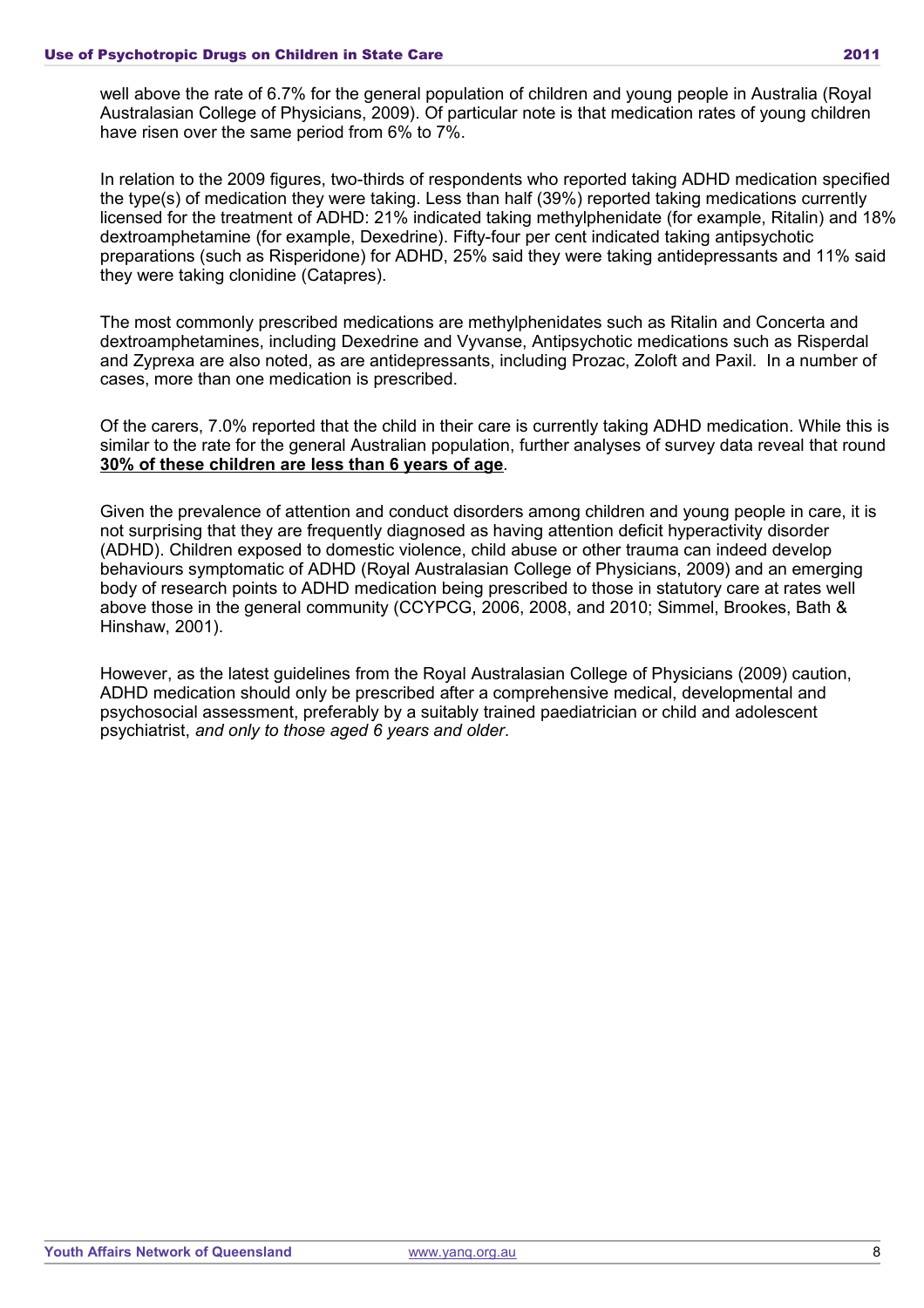well above the rate of 6.7% for the general population of children and young people in Australia (Royal Australasian College of Physicians, 2009). Of particular note is that medication rates of young children have risen over the same period from 6% to 7%.

In relation to the 2009 figures, two-thirds of respondents who reported taking ADHD medication specified the type(s) of medication they were taking. Less than half (39%) reported taking medications currently licensed for the treatment of ADHD: 21% indicated taking methylphenidate (for example, Ritalin) and 18% dextroamphetamine (for example, Dexedrine). Fifty-four per cent indicated taking antipsychotic preparations (such as Risperidone) for ADHD, 25% said they were taking antidepressants and 11% said they were taking clonidine (Catapres).

The most commonly prescribed medications are methylphenidates such as Ritalin and Concerta and dextroamphetamines, including Dexedrine and Vyvanse, Antipsychotic medications such as Risperdal and Zyprexa are also noted, as are antidepressants, including Prozac, Zoloft and Paxil. In a number of cases, more than one medication is prescribed.

Of the carers, 7.0% reported that the child in their care is currently taking ADHD medication. While this is similar to the rate for the general Australian population, further analyses of survey data reveal that round **30% of these children are less than 6 years of age**.

Given the prevalence of attention and conduct disorders among children and young people in care, it is not surprising that they are frequently diagnosed as having attention deficit hyperactivity disorder (ADHD). Children exposed to domestic violence, child abuse or other trauma can indeed develop behaviours symptomatic of ADHD (Royal Australasian College of Physicians, 2009) and an emerging body of research points to ADHD medication being prescribed to those in statutory care at rates well above those in the general community (CCYPCG, 2006, 2008, and 2010; Simmel, Brookes, Bath & Hinshaw, 2001).

However, as the latest guidelines from the Royal Australasian College of Physicians (2009) caution, ADHD medication should only be prescribed after a comprehensive medical, developmental and psychosocial assessment, preferably by a suitably trained paediatrician or child and adolescent psychiatrist, *and only to those aged 6 years and older*.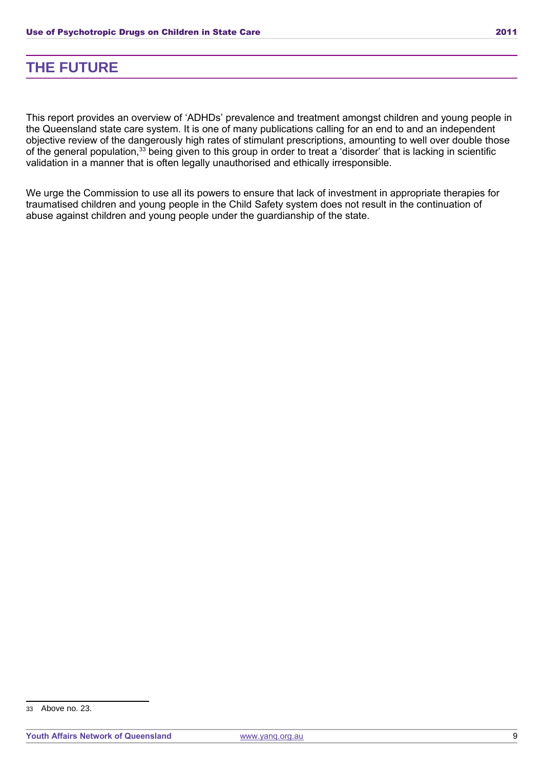# THE FUTURE

This report provides an overview of 'ADHDs' prevalence and treatment amongst children and young people in the Queensland state care system. It is one of many publications calling for an end to and an independent objective review of the dangerously high rates of stimulant prescriptions, amounting to well over double those of the general population,[33] being given to this group in order to treat a 'disorder' that is lacking in scientific validation in a manner that is often legally unauthorised and ethically irresponsible.

We urge the Commission to use all its powers to ensure that lack of investment in appropriate therapies for traumatised children and young people in the Child Safety system does not result in the continuation of abuse against children and young people under the guardianship of the state.

---

33 Above no. 23.